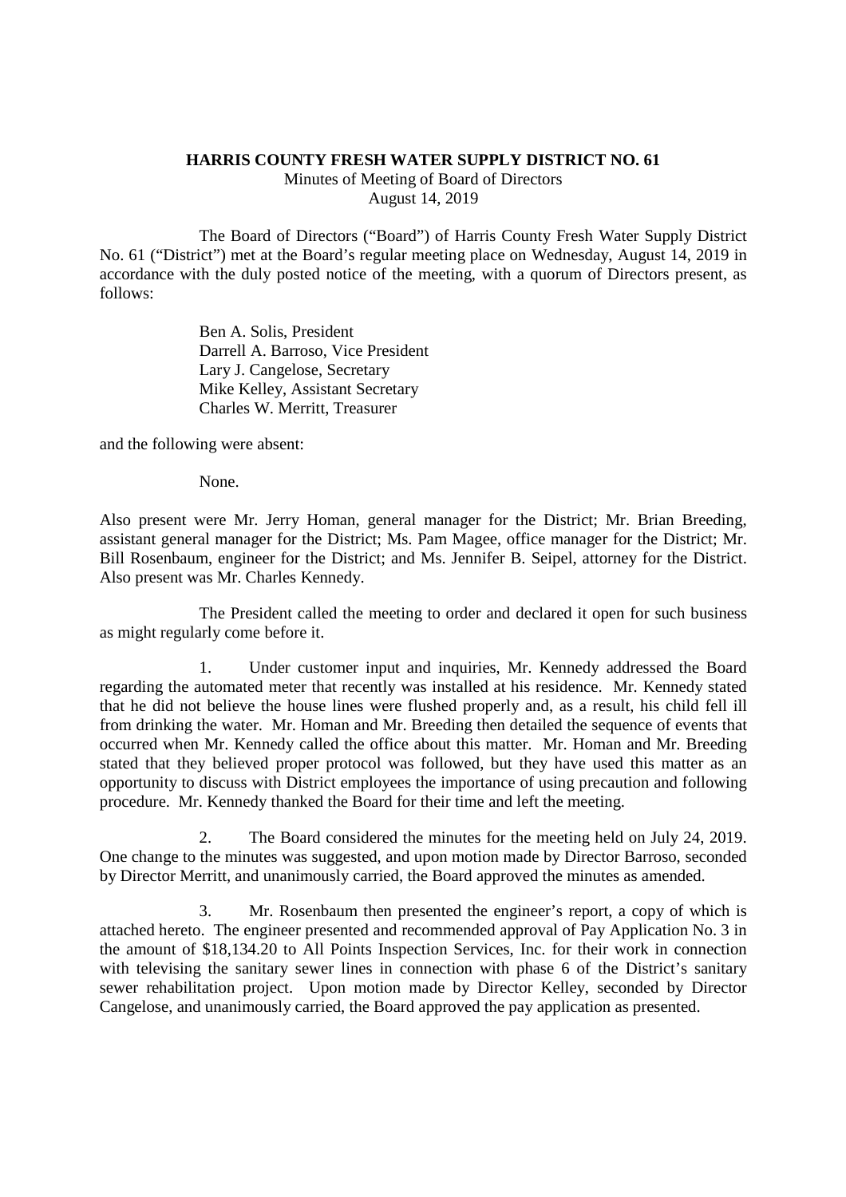# HARRIS COUNTY FRESH WATER SUPPLY DISTRICT NO. 61

Minutes of Meeting of Board of Directors
August 14, 2019

The Board of Directors ("Board") of Harris County Fresh Water Supply District No. 61 ("District") met at the Board's regular meeting place on Wednesday, August 14, 2019 in accordance with the duly posted notice of the meeting, with a quorum of Directors present, as follows:

Ben A. Solis, President
Darrell A. Barroso, Vice President
Lary J. Cangelose, Secretary
Mike Kelley, Assistant Secretary
Charles W. Merritt, Treasurer

and the following were absent:

None.

Also present were Mr. Jerry Homan, general manager for the District; Mr. Brian Breeding, assistant general manager for the District; Ms. Pam Magee, office manager for the District; Mr. Bill Rosenbaum, engineer for the District; and Ms. Jennifer B. Seipel, attorney for the District. Also present was Mr. Charles Kennedy.

The President called the meeting to order and declared it open for such business as might regularly come before it.

1. Under customer input and inquiries, Mr. Kennedy addressed the Board regarding the automated meter that recently was installed at his residence. Mr. Kennedy stated that he did not believe the house lines were flushed properly and, as a result, his child fell ill from drinking the water. Mr. Homan and Mr. Breeding then detailed the sequence of events that occurred when Mr. Kennedy called the office about this matter. Mr. Homan and Mr. Breeding stated that they believed proper protocol was followed, but they have used this matter as an opportunity to discuss with District employees the importance of using precaution and following procedure. Mr. Kennedy thanked the Board for their time and left the meeting.

2. The Board considered the minutes for the meeting held on July 24, 2019. One change to the minutes was suggested, and upon motion made by Director Barroso, seconded by Director Merritt, and unanimously carried, the Board approved the minutes as amended.

3. Mr. Rosenbaum then presented the engineer's report, a copy of which is attached hereto. The engineer presented and recommended approval of Pay Application No. 3 in the amount of $18,134.20 to All Points Inspection Services, Inc. for their work in connection with televising the sanitary sewer lines in connection with phase 6 of the District's sanitary sewer rehabilitation project. Upon motion made by Director Kelley, seconded by Director Cangelose, and unanimously carried, the Board approved the pay application as presented.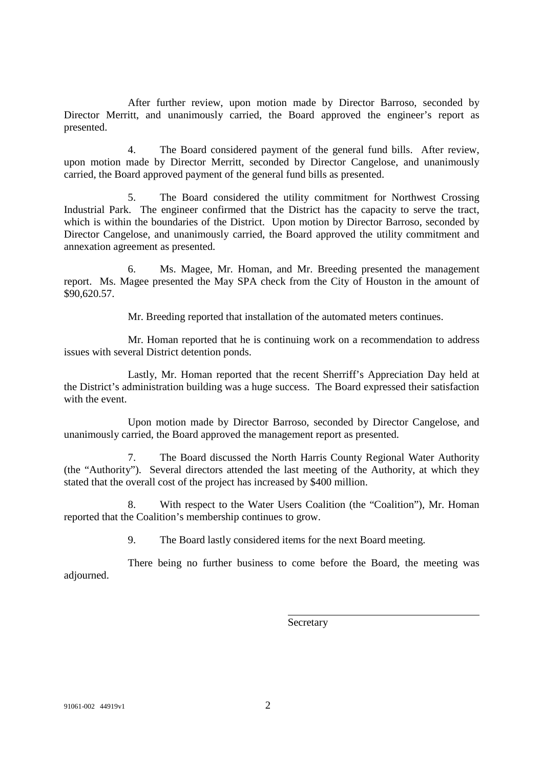After further review, upon motion made by Director Barroso, seconded by Director Merritt, and unanimously carried, the Board approved the engineer's report as presented.

4. The Board considered payment of the general fund bills. After review, upon motion made by Director Merritt, seconded by Director Cangelose, and unanimously carried, the Board approved payment of the general fund bills as presented.

5. The Board considered the utility commitment for Northwest Crossing Industrial Park. The engineer confirmed that the District has the capacity to serve the tract, which is within the boundaries of the District. Upon motion by Director Barroso, seconded by Director Cangelose, and unanimously carried, the Board approved the utility commitment and annexation agreement as presented.

6. Ms. Magee, Mr. Homan, and Mr. Breeding presented the management report. Ms. Magee presented the May SPA check from the City of Houston in the amount of $90,620.57.

Mr. Breeding reported that installation of the automated meters continues.

Mr. Homan reported that he is continuing work on a recommendation to address issues with several District detention ponds.

Lastly, Mr. Homan reported that the recent Sherriff's Appreciation Day held at the District's administration building was a huge success. The Board expressed their satisfaction with the event.

Upon motion made by Director Barroso, seconded by Director Cangelose, and unanimously carried, the Board approved the management report as presented.

7. The Board discussed the North Harris County Regional Water Authority (the "Authority"). Several directors attended the last meeting of the Authority, at which they stated that the overall cost of the project has increased by $400 million.

8. With respect to the Water Users Coalition (the "Coalition"), Mr. Homan reported that the Coalition's membership continues to grow.

9. The Board lastly considered items for the next Board meeting.

There being no further business to come before the Board, the meeting was adjourned.

\_\_\_\_\_\_\_\_\_\_\_\_\_\_\_\_\_\_\_\_\_\_\_\_\_\_\_\_\_\_\_\_\_\_\_\_

Secretary

91061-002 44919v1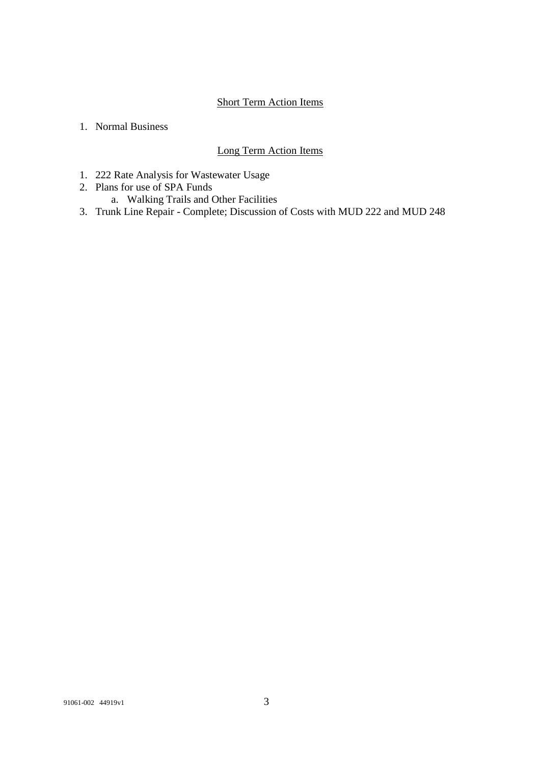## Short Term Action Items

1. Normal Business

## Long Term Action Items

1. 222 Rate Analysis for Wastewater Usage
2. Plans for use of SPA Funds
   a. Walking Trails and Other Facilities
3. Trunk Line Repair - Complete; Discussion of Costs with MUD 222 and MUD 248

91061-002 44919v1